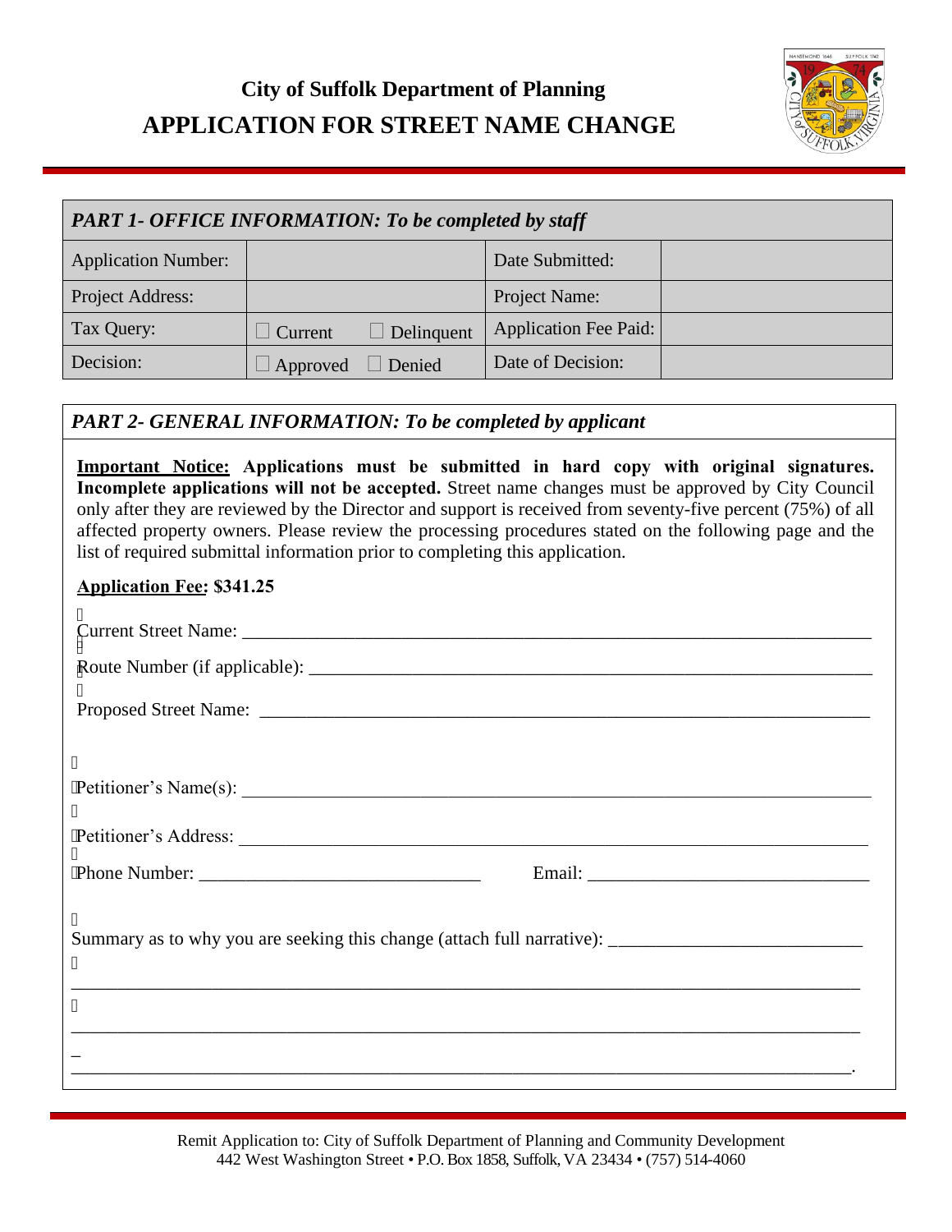# City of Suffolk Department of Planning

# APPLICATION FOR STREET NAME CHANGE

| *PART 1- OFFICE INFORMATION: To be completed by staff* | | | |
|---|---|---|---|
| Application Number: | | Date Submitted: | |
| Project Address: | | Project Name: | |
| Tax Query: | ☐ Current ☐ Delinquent | Application Fee Paid: | |
| Decision: | ☐ Approved ☐ Denied | Date of Decision: | |

## *PART 2- GENERAL INFORMATION: To be completed by applicant*

**Important Notice: Applications must be submitted in hard copy with original signatures. Incomplete applications will not be accepted.** Street name changes must be approved by City Council only after they are reviewed by the Director and support is received from seventy-five percent (75%) of all affected property owners. Please review the processing procedures stated on the following page and the list of required submittal information prior to completing this application.

**Application Fee: $341.25**

Current Street Name: ______________________________________________________________

Route Number (if applicable): _______________________________________________________

Proposed Street Name: _____________________________________________________________

Petitioner's Name(s): ______________________________________________________________

Petitioner's Address: _______________________________________________________________

Phone Number: ______________________________ Email: ______________________________

Summary as to why you are seeking this change (attach full narrative): ___________________________

_____________________________________________________________________________________

_____________________________________________________________________________________

_____________________________________________________________________________________.

Remit Application to: City of Suffolk Department of Planning and Community Development
442 West Washington Street • P.O. Box 1858, Suffolk, VA 23434 • (757) 514-4060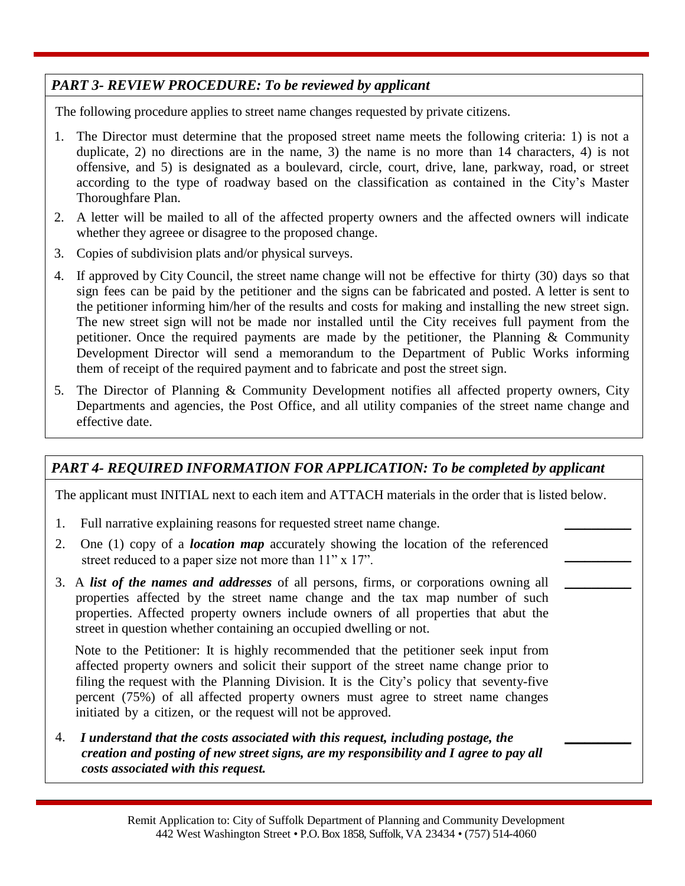### *PART 3- REVIEW PROCEDURE: To be reviewed by applicant*

The following procedure applies to street name changes requested by private citizens.

1. The Director must determine that the proposed street name meets the following criteria: 1) is not a duplicate, 2) no directions are in the name, 3) the name is no more than 14 characters, 4) is not offensive, and 5) is designated as a boulevard, circle, court, drive, lane, parkway, road, or street according to the type of roadway based on the classification as contained in the City's Master Thoroughfare Plan.
2. A letter will be mailed to all of the affected property owners and the affected owners will indicate whether they agreee or disagree to the proposed change.
3. Copies of subdivision plats and/or physical surveys.
4. If approved by City Council, the street name change will not be effective for thirty (30) days so that sign fees can be paid by the petitioner and the signs can be fabricated and posted. A letter is sent to the petitioner informing him/her of the results and costs for making and installing the new street sign. The new street sign will not be made nor installed until the City receives full payment from the petitioner. Once the required payments are made by the petitioner, the Planning & Community Development Director will send a memorandum to the Department of Public Works informing them of receipt of the required payment and to fabricate and post the street sign.
5. The Director of Planning & Community Development notifies all affected property owners, City Departments and agencies, the Post Office, and all utility companies of the street name change and effective date.

### *PART 4- REQUIRED INFORMATION FOR APPLICATION: To be completed by applicant*

The applicant must INITIAL next to each item and ATTACH materials in the order that is listed below.

1. Full narrative explaining reasons for requested street name change. __________
2. One (1) copy of a ***location map*** accurately showing the location of the referenced street reduced to a paper size not more than 11" x 17". __________
3. A ***list of the names and addresses*** of all persons, firms, or corporations owning all properties affected by the street name change and the tax map number of such properties. Affected property owners include owners of all properties that abut the street in question whether containing an occupied dwelling or not. __________

   Note to the Petitioner: It is highly recommended that the petitioner seek input from affected property owners and solicit their support of the street name change prior to filing the request with the Planning Division. It is the City's policy that seventy-five percent (75%) of all affected property owners must agree to street name changes initiated by a citizen, or the request will not be approved.

4. ***I understand that the costs associated with this request, including postage, the creation and posting of new street signs, are my responsibility and I agree to pay all costs associated with this request.*** __________

Remit Application to: City of Suffolk Department of Planning and Community Development
442 West Washington Street • P.O. Box 1858, Suffolk, VA 23434 • (757) 514-4060